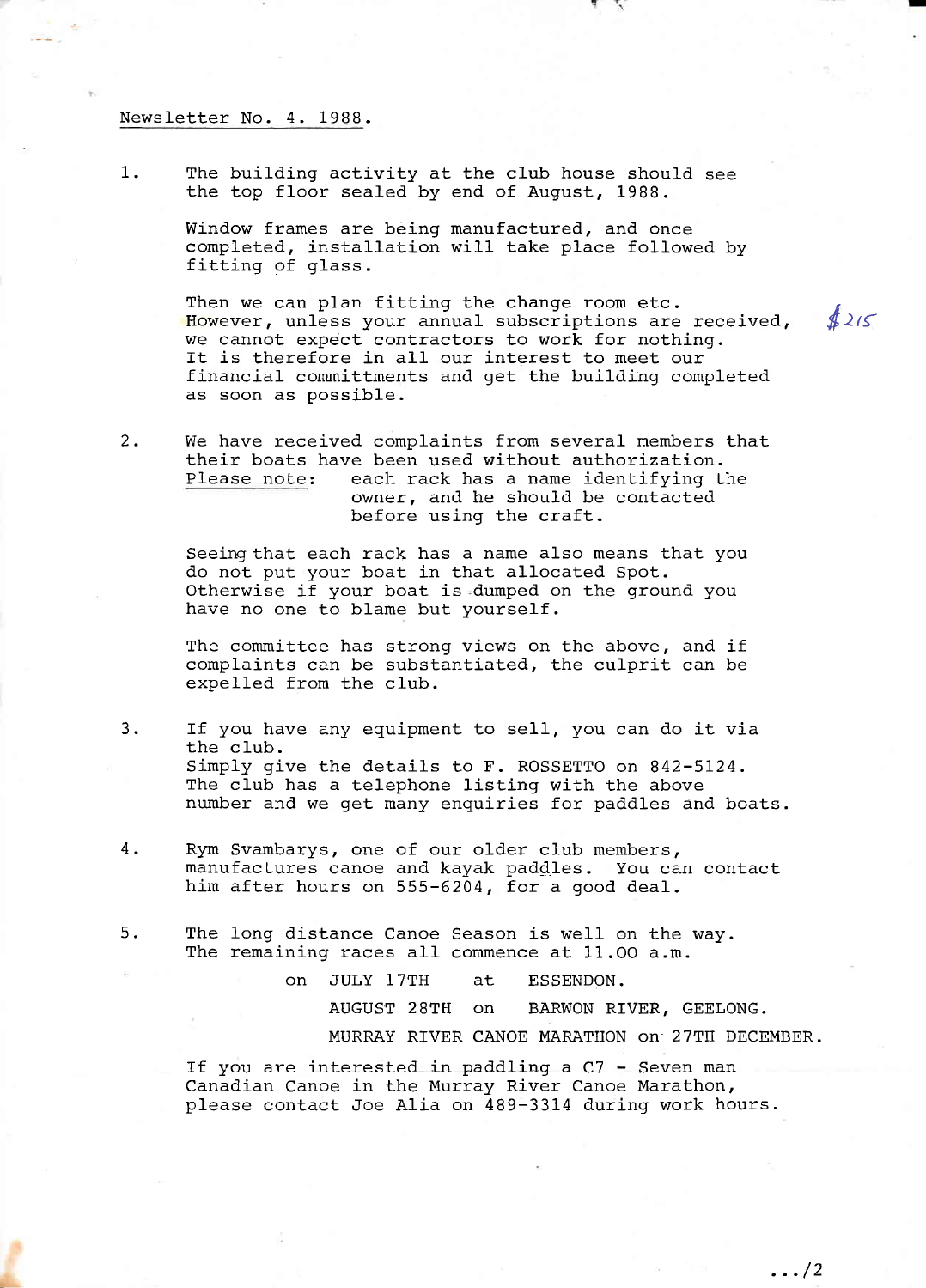<u>Newsletter No. 4. 1988.</u>

1. The building activity at the club house should see the top floor sealed by end of August, 1988.

   Window frames are being manufactured, and once completed, installation will take place followed by fitting of glass.

   Then we can plan fitting the change room etc. However, unless your annual subscriptions are received, we cannot expect contractors to work for nothing. It is therefore in all our interest to meet our financial committments and get the building completed as soon as possible.

   $215

2. We have received complaints from several members that their boats have been used without authorization.
   <u>Please note</u>: each rack has a name identifying the owner, and he should be contacted before using the craft.

   Seeing that each rack has a name also means that you do not put your boat in that allocated Spot. Otherwise if your boat is dumped on the ground you have no one to blame but yourself.

   The committee has strong views on the above, and if complaints can be substantiated, the culprit can be expelled from the club.

3. If you have any equipment to sell, you can do it via the club.
   Simply give the details to F. ROSSETTO on 842-5124. The club has a telephone listing with the above number and we get many enquiries for paddles and boats.

4. Rym Svambarys, one of our older club members, manufactures canoe and kayak paddles. You can contact him after hours on 555-6204, for a good deal.

5. The long distance Canoe Season is well on the way. The remaining races all commence at 11.00 a.m.

   on JULY 17TH at ESSENDON.
   AUGUST 28TH on BARWON RIVER, GEELONG.
   MURRAY RIVER CANOE MARATHON on 27TH DECEMBER.

   If you are interested in paddling a C7 - Seven man Canadian Canoe in the Murray River Canoe Marathon, please contact Joe Alia on 489-3314 during work hours.

.../2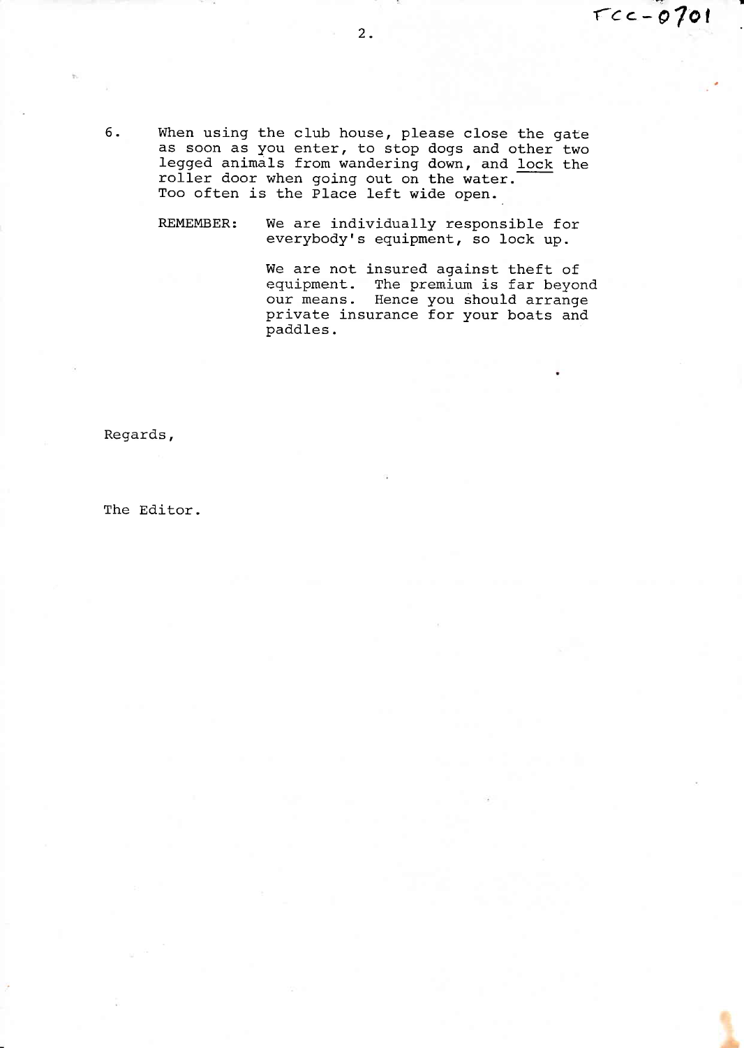6. When using the club house, please close the gate as soon as you enter, to stop dogs and other two legged animals from wandering down, and <u>lock</u> the roller door when going out on the water. Too often is the Place left wide open.

REMEMBER: We are individually responsible for everybody's equipment, so lock up.

We are not insured against theft of equipment. The premium is far beyond our means. Hence you should arrange private insurance for your boats and paddles.

Regards,

The Editor.